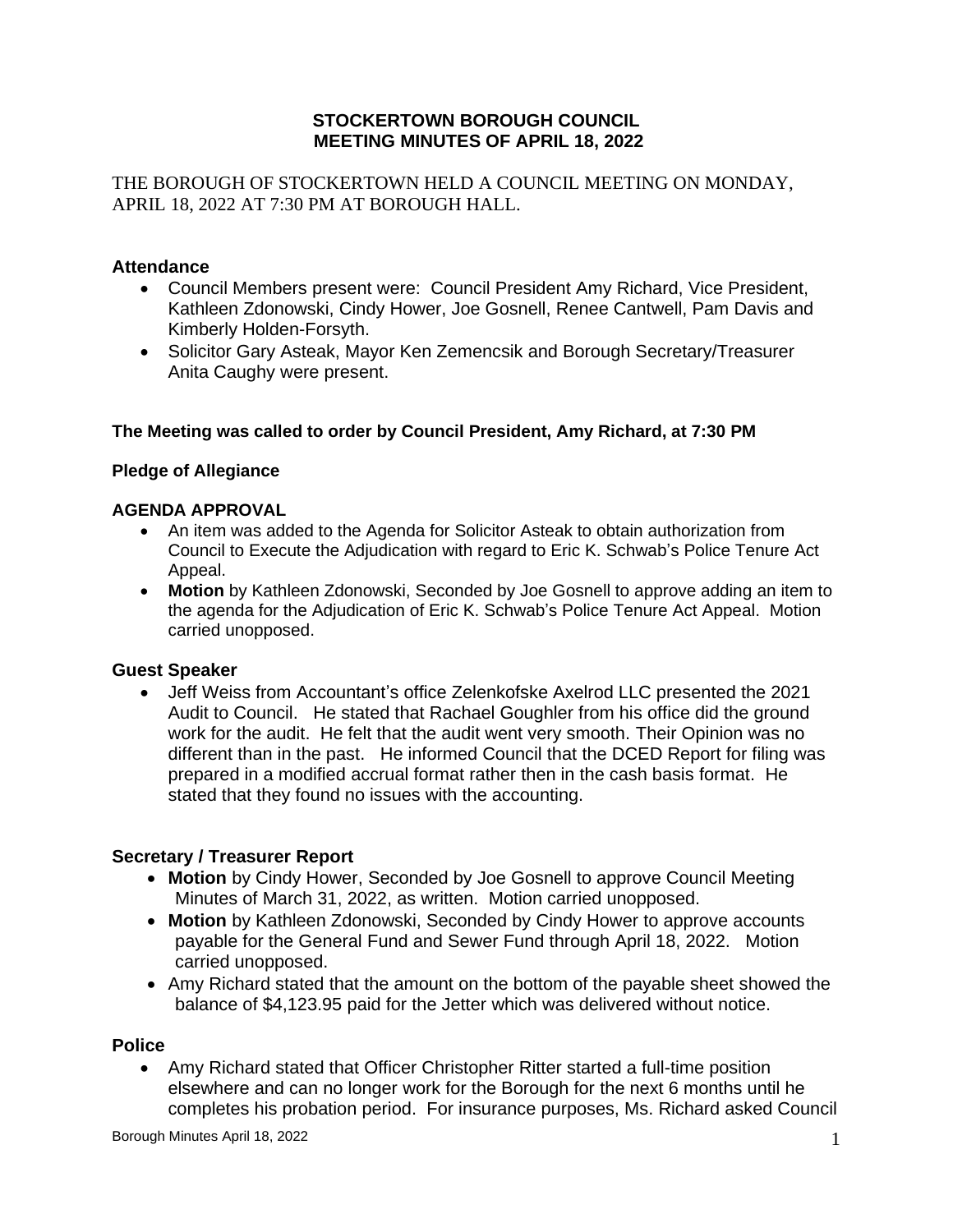# STOCKERTOWN BOROUGH COUNCIL
## MEETING MINUTES OF APRIL 18, 2022

THE BOROUGH OF STOCKERTOWN HELD A COUNCIL MEETING ON MONDAY, APRIL 18, 2022 AT 7:30 PM AT BOROUGH HALL.

### Attendance

- Council Members present were: Council President Amy Richard, Vice President, Kathleen Zdonowski, Cindy Hower, Joe Gosnell, Renee Cantwell, Pam Davis and Kimberly Holden-Forsyth.
- Solicitor Gary Asteak, Mayor Ken Zemencsik and Borough Secretary/Treasurer Anita Caughy were present.

**The Meeting was called to order by Council President, Amy Richard, at 7:30 PM**

**Pledge of Allegiance**

### AGENDA APPROVAL

- An item was added to the Agenda for Solicitor Asteak to obtain authorization from Council to Execute the Adjudication with regard to Eric K. Schwab's Police Tenure Act Appeal.
- **Motion** by Kathleen Zdonowski, Seconded by Joe Gosnell to approve adding an item to the agenda for the Adjudication of Eric K. Schwab's Police Tenure Act Appeal. Motion carried unopposed.

### Guest Speaker

- Jeff Weiss from Accountant's office Zelenkofske Axelrod LLC presented the 2021 Audit to Council. He stated that Rachael Goughler from his office did the ground work for the audit. He felt that the audit went very smooth. Their Opinion was no different than in the past. He informed Council that the DCED Report for filing was prepared in a modified accrual format rather then in the cash basis format. He stated that they found no issues with the accounting.

### Secretary / Treasurer Report

- **Motion** by Cindy Hower, Seconded by Joe Gosnell to approve Council Meeting Minutes of March 31, 2022, as written. Motion carried unopposed.
- **Motion** by Kathleen Zdonowski, Seconded by Cindy Hower to approve accounts payable for the General Fund and Sewer Fund through April 18, 2022. Motion carried unopposed.
- Amy Richard stated that the amount on the bottom of the payable sheet showed the balance of $4,123.95 paid for the Jetter which was delivered without notice.

### Police

- Amy Richard stated that Officer Christopher Ritter started a full-time position elsewhere and can no longer work for the Borough for the next 6 months until he completes his probation period. For insurance purposes, Ms. Richard asked Council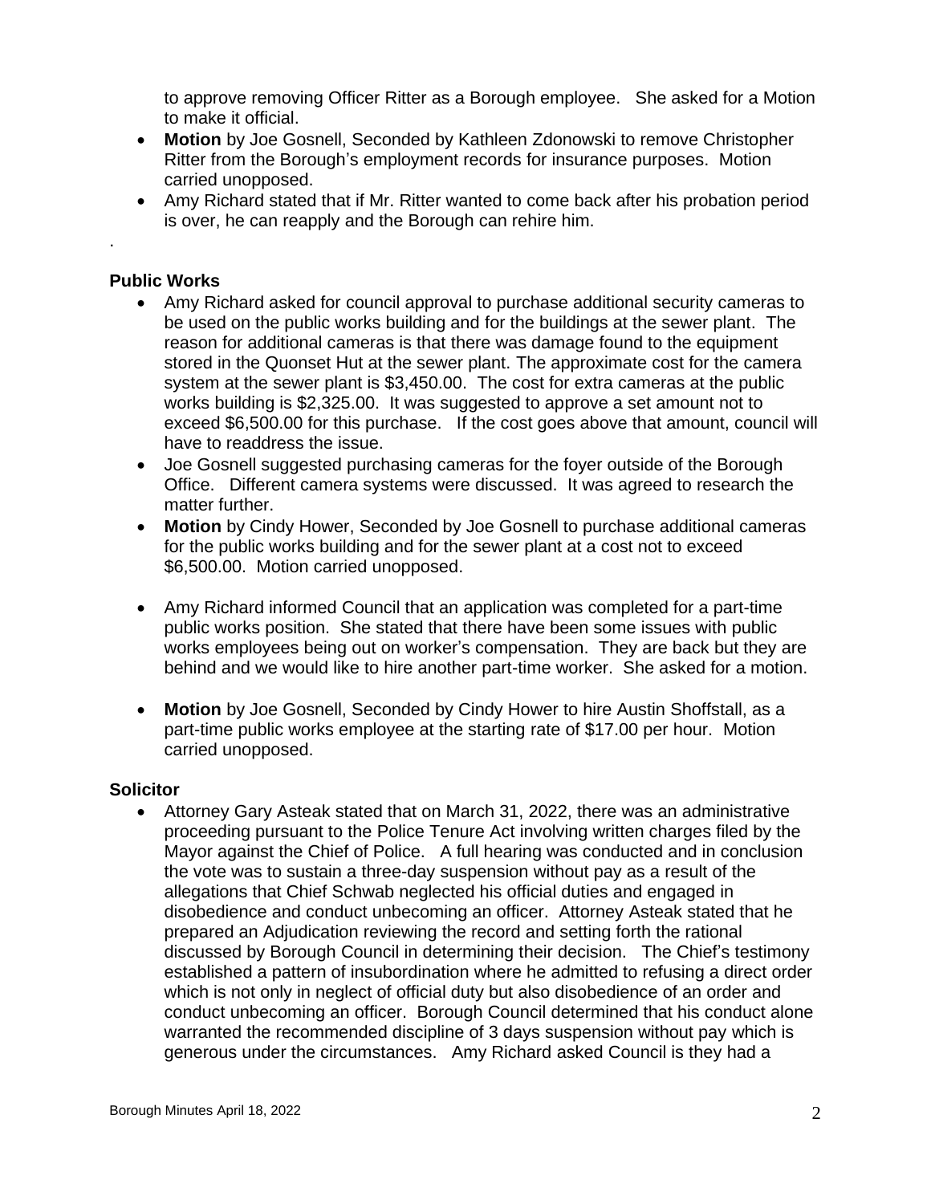to approve removing Officer Ritter as a Borough employee. She asked for a Motion to make it official.

- **Motion** by Joe Gosnell, Seconded by Kathleen Zdonowski to remove Christopher Ritter from the Borough's employment records for insurance purposes. Motion carried unopposed.
- Amy Richard stated that if Mr. Ritter wanted to come back after his probation period is over, he can reapply and the Borough can rehire him.

.

**Public Works**

- Amy Richard asked for council approval to purchase additional security cameras to be used on the public works building and for the buildings at the sewer plant. The reason for additional cameras is that there was damage found to the equipment stored in the Quonset Hut at the sewer plant. The approximate cost for the camera system at the sewer plant is $3,450.00. The cost for extra cameras at the public works building is $2,325.00. It was suggested to approve a set amount not to exceed $6,500.00 for this purchase. If the cost goes above that amount, council will have to readdress the issue.
- Joe Gosnell suggested purchasing cameras for the foyer outside of the Borough Office. Different camera systems were discussed. It was agreed to research the matter further.
- **Motion** by Cindy Hower, Seconded by Joe Gosnell to purchase additional cameras for the public works building and for the sewer plant at a cost not to exceed $6,500.00. Motion carried unopposed.
- Amy Richard informed Council that an application was completed for a part-time public works position. She stated that there have been some issues with public works employees being out on worker's compensation. They are back but they are behind and we would like to hire another part-time worker. She asked for a motion.
- **Motion** by Joe Gosnell, Seconded by Cindy Hower to hire Austin Shoffstall, as a part-time public works employee at the starting rate of $17.00 per hour. Motion carried unopposed.

**Solicitor**

- Attorney Gary Asteak stated that on March 31, 2022, there was an administrative proceeding pursuant to the Police Tenure Act involving written charges filed by the Mayor against the Chief of Police. A full hearing was conducted and in conclusion the vote was to sustain a three-day suspension without pay as a result of the allegations that Chief Schwab neglected his official duties and engaged in disobedience and conduct unbecoming an officer. Attorney Asteak stated that he prepared an Adjudication reviewing the record and setting forth the rational discussed by Borough Council in determining their decision. The Chief's testimony established a pattern of insubordination where he admitted to refusing a direct order which is not only in neglect of official duty but also disobedience of an order and conduct unbecoming an officer. Borough Council determined that his conduct alone warranted the recommended discipline of 3 days suspension without pay which is generous under the circumstances. Amy Richard asked Council is they had a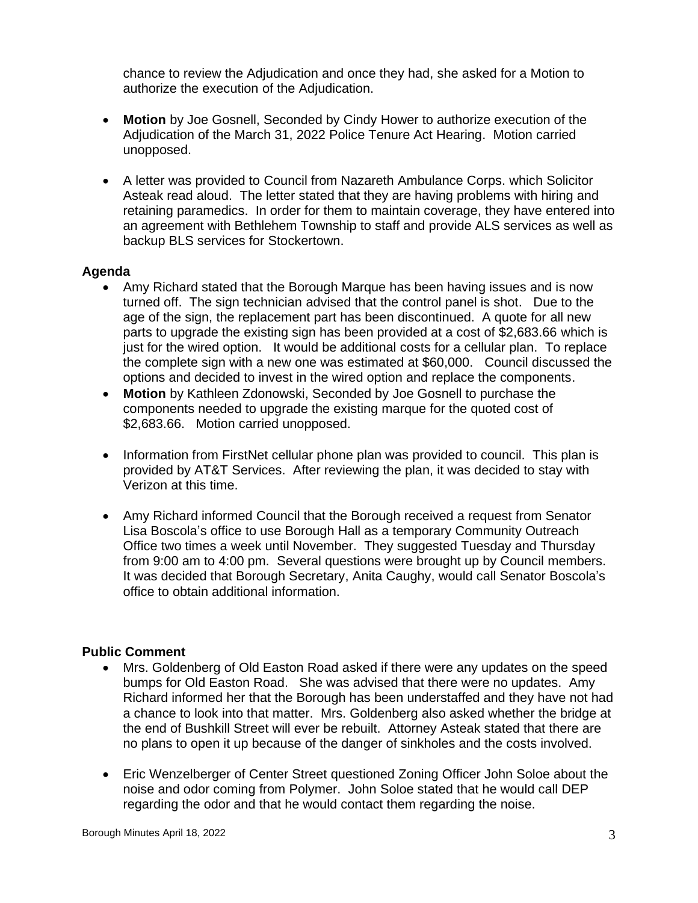chance to review the Adjudication and once they had, she asked for a Motion to authorize the execution of the Adjudication.

- **Motion** by Joe Gosnell, Seconded by Cindy Hower to authorize execution of the Adjudication of the March 31, 2022 Police Tenure Act Hearing. Motion carried unopposed.

- A letter was provided to Council from Nazareth Ambulance Corps. which Solicitor Asteak read aloud. The letter stated that they are having problems with hiring and retaining paramedics. In order for them to maintain coverage, they have entered into an agreement with Bethlehem Township to staff and provide ALS services as well as backup BLS services for Stockertown.

**Agenda**

- Amy Richard stated that the Borough Marque has been having issues and is now turned off. The sign technician advised that the control panel is shot. Due to the age of the sign, the replacement part has been discontinued. A quote for all new parts to upgrade the existing sign has been provided at a cost of $2,683.66 which is just for the wired option. It would be additional costs for a cellular plan. To replace the complete sign with a new one was estimated at $60,000. Council discussed the options and decided to invest in the wired option and replace the components.
- **Motion** by Kathleen Zdonowski, Seconded by Joe Gosnell to purchase the components needed to upgrade the existing marque for the quoted cost of $2,683.66. Motion carried unopposed.

- Information from FirstNet cellular phone plan was provided to council. This plan is provided by AT&T Services. After reviewing the plan, it was decided to stay with Verizon at this time.

- Amy Richard informed Council that the Borough received a request from Senator Lisa Boscola's office to use Borough Hall as a temporary Community Outreach Office two times a week until November. They suggested Tuesday and Thursday from 9:00 am to 4:00 pm. Several questions were brought up by Council members. It was decided that Borough Secretary, Anita Caughy, would call Senator Boscola's office to obtain additional information.

**Public Comment**

- Mrs. Goldenberg of Old Easton Road asked if there were any updates on the speed bumps for Old Easton Road. She was advised that there were no updates. Amy Richard informed her that the Borough has been understaffed and they have not had a chance to look into that matter. Mrs. Goldenberg also asked whether the bridge at the end of Bushkill Street will ever be rebuilt. Attorney Asteak stated that there are no plans to open it up because of the danger of sinkholes and the costs involved.

- Eric Wenzelberger of Center Street questioned Zoning Officer John Soloe about the noise and odor coming from Polymer. John Soloe stated that he would call DEP regarding the odor and that he would contact them regarding the noise.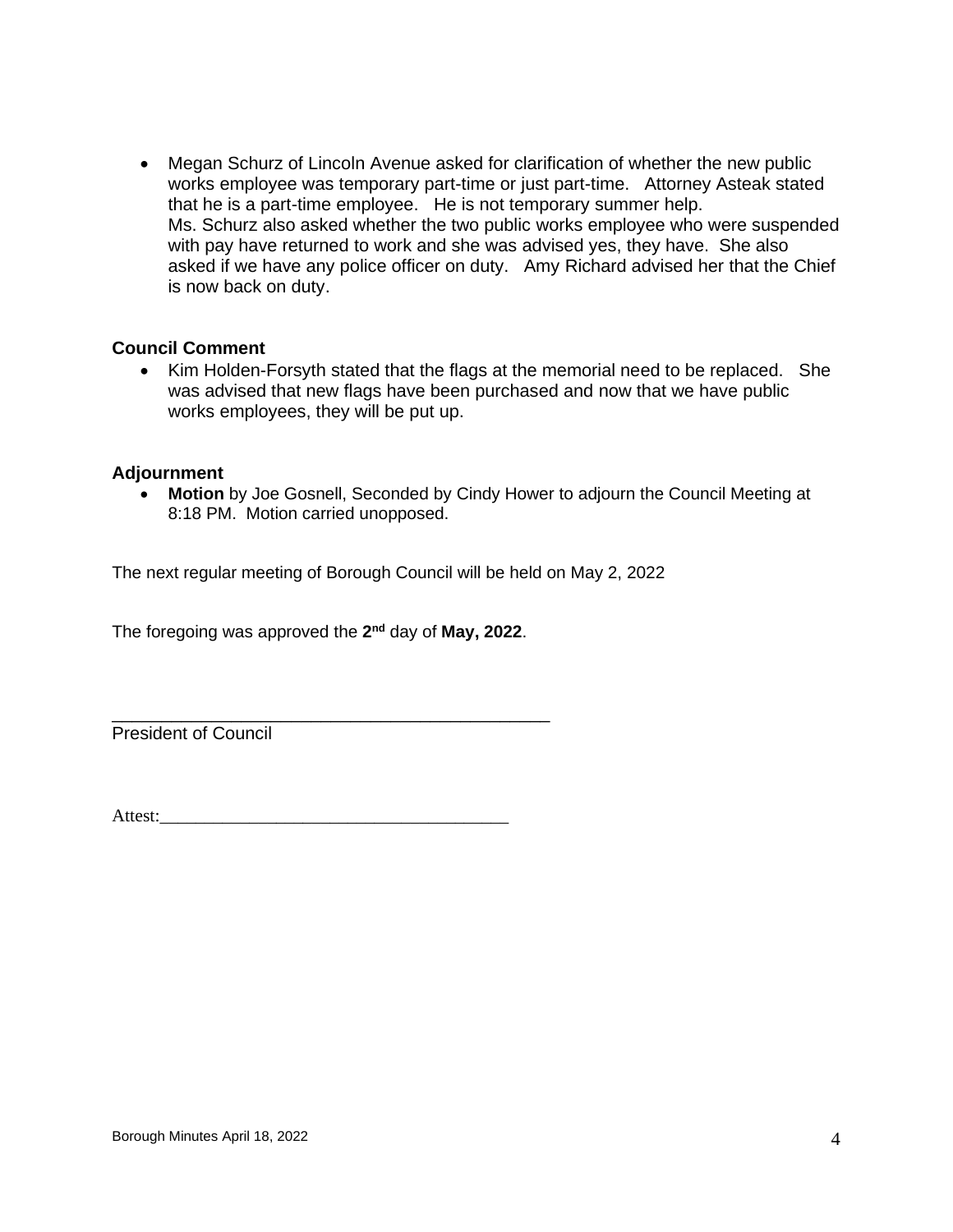- Megan Schurz of Lincoln Avenue asked for clarification of whether the new public works employee was temporary part-time or just part-time. Attorney Asteak stated that he is a part-time employee. He is not temporary summer help.
  Ms. Schurz also asked whether the two public works employee who were suspended with pay have returned to work and she was advised yes, they have. She also asked if we have any police officer on duty. Amy Richard advised her that the Chief is now back on duty.

### Council Comment

- Kim Holden-Forsyth stated that the flags at the memorial need to be replaced. She was advised that new flags have been purchased and now that we have public works employees, they will be put up.

### Adjournment

- **Motion** by Joe Gosnell, Seconded by Cindy Hower to adjourn the Council Meeting at 8:18 PM. Motion carried unopposed.

The next regular meeting of Borough Council will be held on May 2, 2022

The foregoing was approved the **2nd** day of **May, 2022**.

_______________________________________________
President of Council

Attest:_______________________________________